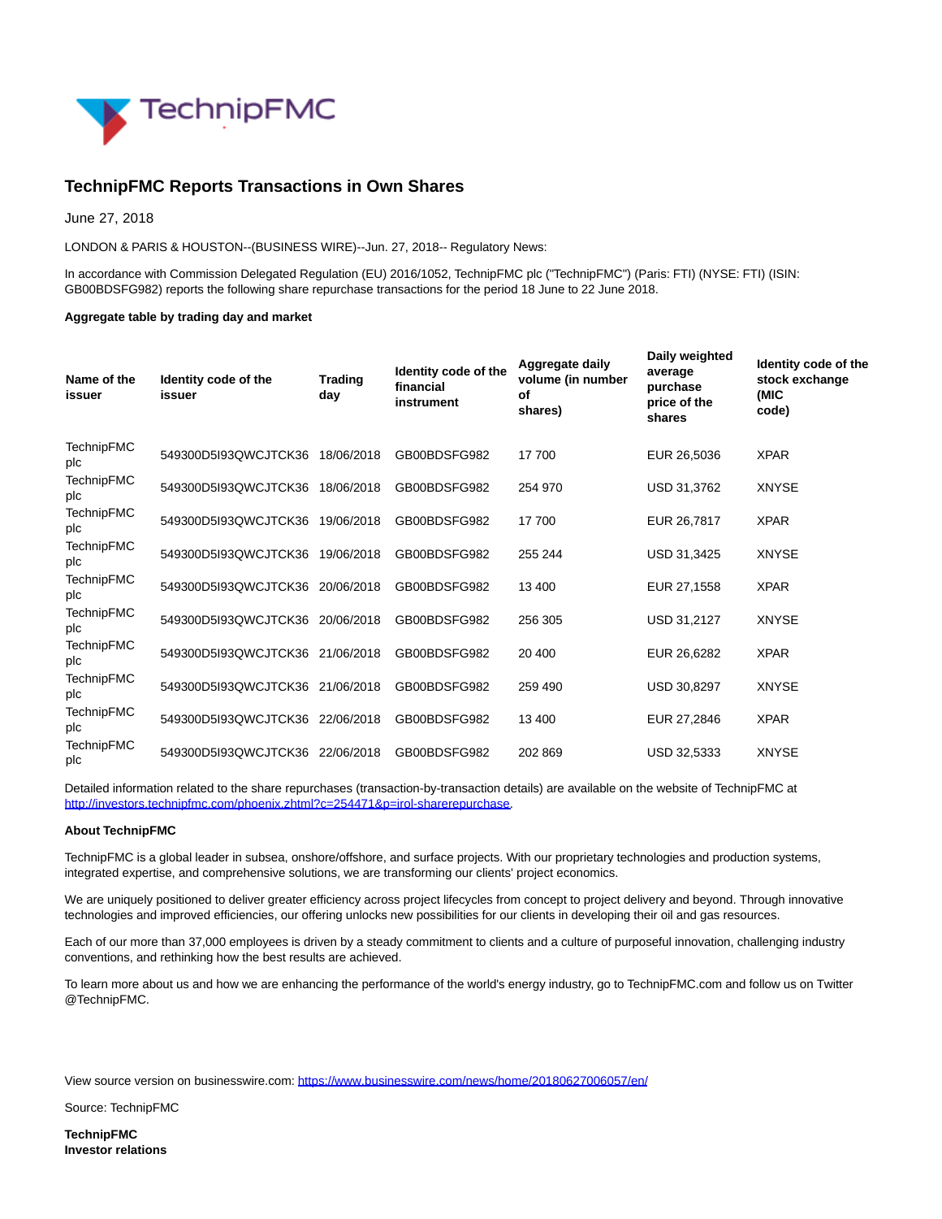# TechnipFMC Reports Transactions in Own Shares

June 27, 2018

LONDON & PARIS & HOUSTON--(BUSINESS WIRE)--Jun. 27, 2018-- Regulatory News:

In accordance with Commission Delegated Regulation (EU) 2016/1052, TechnipFMC plc ("TechnipFMC") (Paris: FTI) (NYSE: FTI) (ISIN: GB00BDSFG982) reports the following share repurchase transactions for the period 18 June to 22 June 2018.

**Aggregate table by trading day and market**

| Name of the issuer | Identity code of the issuer | Trading day | Identity code of the financial instrument | Aggregate daily volume (in number of shares) | Daily weighted average purchase price of the shares | Identity code of the stock exchange (MIC code) |
|---|---|---|---|---|---|---|
| TechnipFMC plc | 549300D5I93QWCJTCK36 | 18/06/2018 | GB00BDSFG982 | 17 700 | EUR 26,5036 | XPAR |
| TechnipFMC plc | 549300D5I93QWCJTCK36 | 18/06/2018 | GB00BDSFG982 | 254 970 | USD 31,3762 | XNYSE |
| TechnipFMC plc | 549300D5I93QWCJTCK36 | 19/06/2018 | GB00BDSFG982 | 17 700 | EUR 26,7817 | XPAR |
| TechnipFMC plc | 549300D5I93QWCJTCK36 | 19/06/2018 | GB00BDSFG982 | 255 244 | USD 31,3425 | XNYSE |
| TechnipFMC plc | 549300D5I93QWCJTCK36 | 20/06/2018 | GB00BDSFG982 | 13 400 | EUR 27,1558 | XPAR |
| TechnipFMC plc | 549300D5I93QWCJTCK36 | 20/06/2018 | GB00BDSFG982 | 256 305 | USD 31,2127 | XNYSE |
| TechnipFMC plc | 549300D5I93QWCJTCK36 | 21/06/2018 | GB00BDSFG982 | 20 400 | EUR 26,6282 | XPAR |
| TechnipFMC plc | 549300D5I93QWCJTCK36 | 21/06/2018 | GB00BDSFG982 | 259 490 | USD 30,8297 | XNYSE |
| TechnipFMC plc | 549300D5I93QWCJTCK36 | 22/06/2018 | GB00BDSFG982 | 13 400 | EUR 27,2846 | XPAR |
| TechnipFMC plc | 549300D5I93QWCJTCK36 | 22/06/2018 | GB00BDSFG982 | 202 869 | USD 32,5333 | XNYSE |

Detailed information related to the share repurchases (transaction-by-transaction details) are available on the website of TechnipFMC at http://investors.technipfmc.com/phoenix.zhtml?c=254471&p=irol-sharerepurchase.

**About TechnipFMC**

TechnipFMC is a global leader in subsea, onshore/offshore, and surface projects. With our proprietary technologies and production systems, integrated expertise, and comprehensive solutions, we are transforming our clients' project economics.

We are uniquely positioned to deliver greater efficiency across project lifecycles from concept to project delivery and beyond. Through innovative technologies and improved efficiencies, our offering unlocks new possibilities for our clients in developing their oil and gas resources.

Each of our more than 37,000 employees is driven by a steady commitment to clients and a culture of purposeful innovation, challenging industry conventions, and rethinking how the best results are achieved.

To learn more about us and how we are enhancing the performance of the world's energy industry, go to TechnipFMC.com and follow us on Twitter @TechnipFMC.

View source version on businesswire.com: https://www.businesswire.com/news/home/20180627006057/en/

Source: TechnipFMC

**TechnipFMC**
**Investor relations**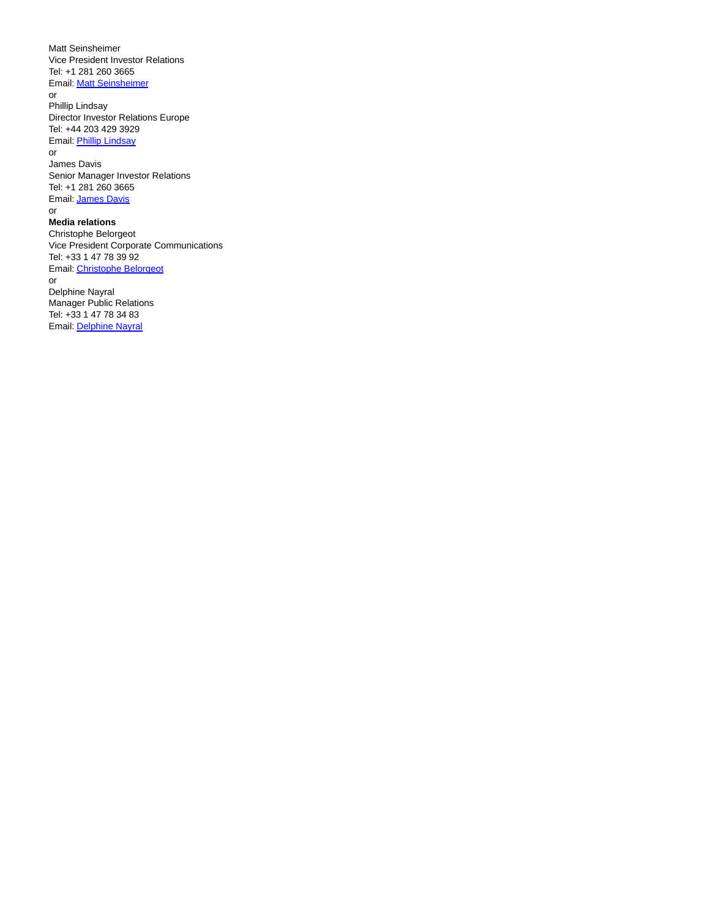Matt Seinsheimer
Vice President Investor Relations
Tel: +1 281 260 3665
Email: Matt Seinsheimer
or
Phillip Lindsay
Director Investor Relations Europe
Tel: +44 203 429 3929
Email: Phillip Lindsay
or
James Davis
Senior Manager Investor Relations
Tel: +1 281 260 3665
Email: James Davis
or

**Media relations**
Christophe Belorgeot
Vice President Corporate Communications
Tel: +33 1 47 78 39 92
Email: Christophe Belorgeot
or
Delphine Nayral
Manager Public Relations
Tel: +33 1 47 78 34 83
Email: Delphine Nayral